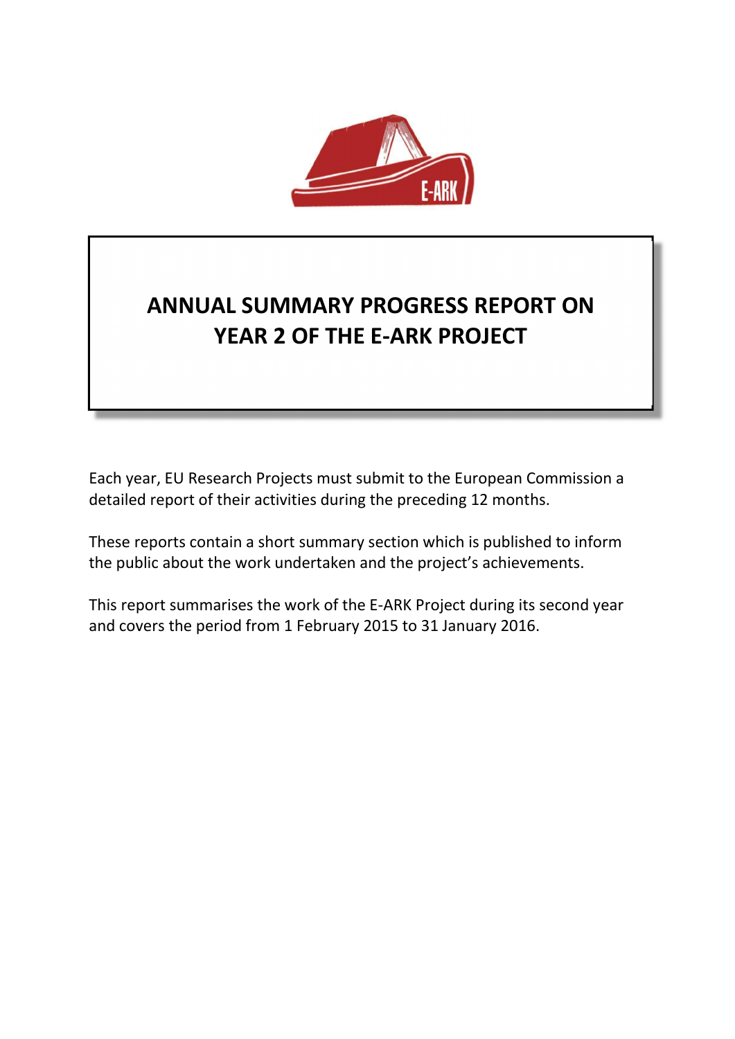# ANNUAL SUMMARY PROGRESS REPORT ON YEAR 2 OF THE E-ARK PROJECT

Each year, EU Research Projects must submit to the European Commission a detailed report of their activities during the preceding 12 months.

These reports contain a short summary section which is published to inform the public about the work undertaken and the project's achievements.

This report summarises the work of the E-ARK Project during its second year and covers the period from 1 February 2015 to 31 January 2016.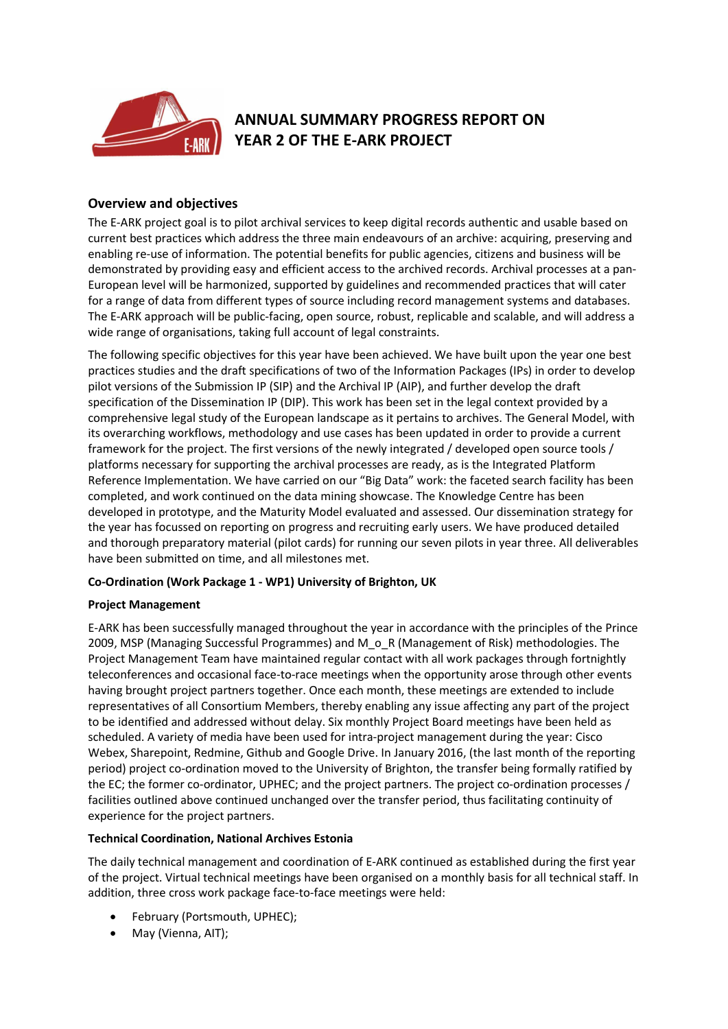# ANNUAL SUMMARY PROGRESS REPORT ON YEAR 2 OF THE E-ARK PROJECT

## Overview and objectives

The E-ARK project goal is to pilot archival services to keep digital records authentic and usable based on current best practices which address the three main endeavours of an archive: acquiring, preserving and enabling re-use of information. The potential benefits for public agencies, citizens and business will be demonstrated by providing easy and efficient access to the archived records. Archival processes at a pan-European level will be harmonized, supported by guidelines and recommended practices that will cater for a range of data from different types of source including record management systems and databases. The E-ARK approach will be public-facing, open source, robust, replicable and scalable, and will address a wide range of organisations, taking full account of legal constraints.

The following specific objectives for this year have been achieved. We have built upon the year one best practices studies and the draft specifications of two of the Information Packages (IPs) in order to develop pilot versions of the Submission IP (SIP) and the Archival IP (AIP), and further develop the draft specification of the Dissemination IP (DIP). This work has been set in the legal context provided by a comprehensive legal study of the European landscape as it pertains to archives. The General Model, with its overarching workflows, methodology and use cases has been updated in order to provide a current framework for the project. The first versions of the newly integrated / developed open source tools / platforms necessary for supporting the archival processes are ready, as is the Integrated Platform Reference Implementation. We have carried on our "Big Data" work: the faceted search facility has been completed, and work continued on the data mining showcase. The Knowledge Centre has been developed in prototype, and the Maturity Model evaluated and assessed. Our dissemination strategy for the year has focussed on reporting on progress and recruiting early users. We have produced detailed and thorough preparatory material (pilot cards) for running our seven pilots in year three. All deliverables have been submitted on time, and all milestones met.

**Co-Ordination (Work Package 1 - WP1) University of Brighton, UK**

**Project Management**

E-ARK has been successfully managed throughout the year in accordance with the principles of the Prince 2009, MSP (Managing Successful Programmes) and M_o_R (Management of Risk) methodologies. The Project Management Team have maintained regular contact with all work packages through fortnightly teleconferences and occasional face-to-race meetings when the opportunity arose through other events having brought project partners together. Once each month, these meetings are extended to include representatives of all Consortium Members, thereby enabling any issue affecting any part of the project to be identified and addressed without delay. Six monthly Project Board meetings have been held as scheduled. A variety of media have been used for intra-project management during the year: Cisco Webex, Sharepoint, Redmine, Github and Google Drive. In January 2016, (the last month of the reporting period) project co-ordination moved to the University of Brighton, the transfer being formally ratified by the EC; the former co-ordinator, UPHEC; and the project partners. The project co-ordination processes / facilities outlined above continued unchanged over the transfer period, thus facilitating continuity of experience for the project partners.

**Technical Coordination, National Archives Estonia**

The daily technical management and coordination of E-ARK continued as established during the first year of the project. Virtual technical meetings have been organised on a monthly basis for all technical staff. In addition, three cross work package face-to-face meetings were held:

- February (Portsmouth, UPHEC);
- May (Vienna, AIT);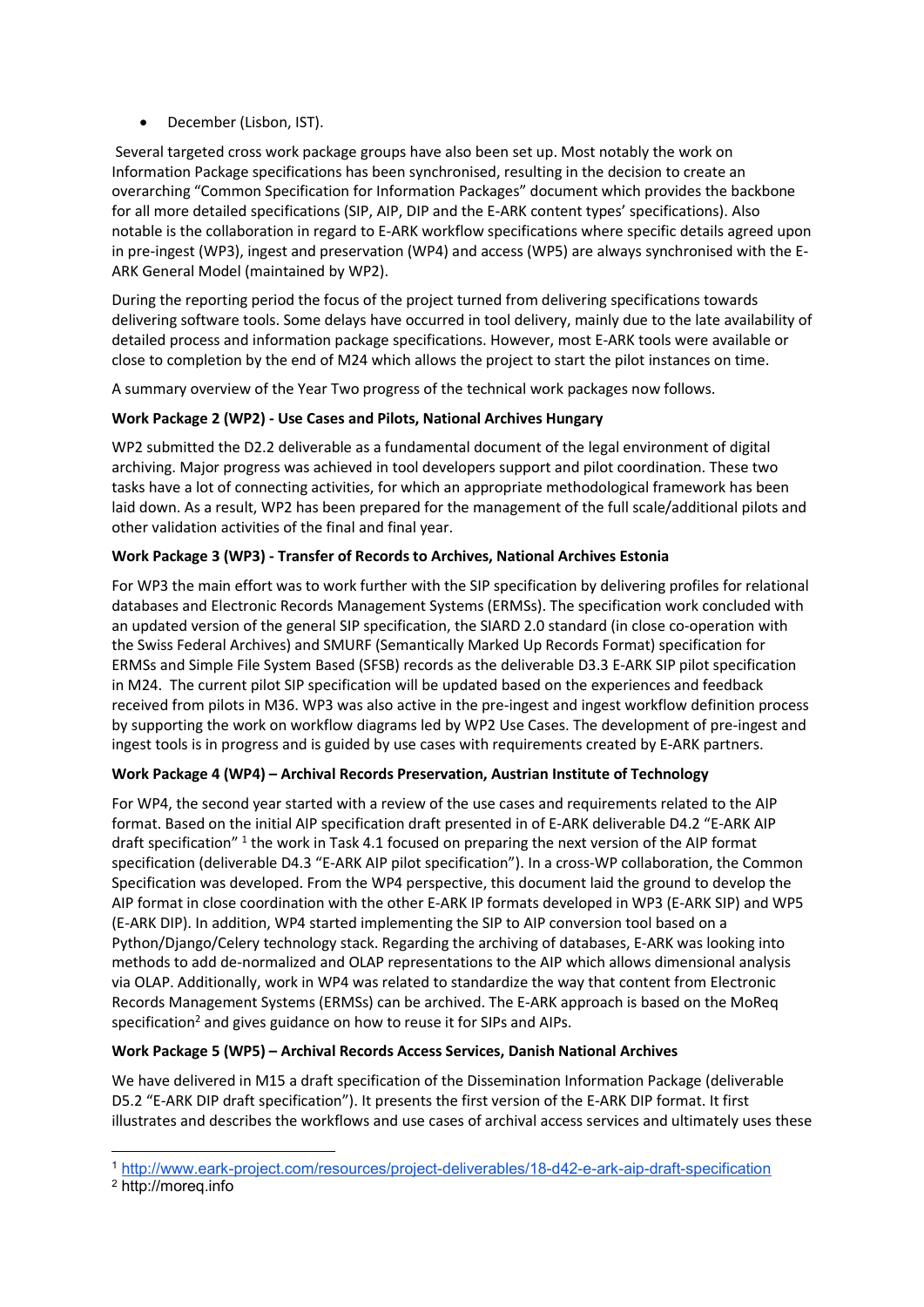- December (Lisbon, IST).

Several targeted cross work package groups have also been set up. Most notably the work on Information Package specifications has been synchronised, resulting in the decision to create an overarching "Common Specification for Information Packages" document which provides the backbone for all more detailed specifications (SIP, AIP, DIP and the E-ARK content types' specifications). Also notable is the collaboration in regard to E-ARK workflow specifications where specific details agreed upon in pre-ingest (WP3), ingest and preservation (WP4) and access (WP5) are always synchronised with the E-ARK General Model (maintained by WP2).

During the reporting period the focus of the project turned from delivering specifications towards delivering software tools. Some delays have occurred in tool delivery, mainly due to the late availability of detailed process and information package specifications. However, most E-ARK tools were available or close to completion by the end of M24 which allows the project to start the pilot instances on time.

A summary overview of the Year Two progress of the technical work packages now follows.

**Work Package 2 (WP2) - Use Cases and Pilots, National Archives Hungary**

WP2 submitted the D2.2 deliverable as a fundamental document of the legal environment of digital archiving. Major progress was achieved in tool developers support and pilot coordination. These two tasks have a lot of connecting activities, for which an appropriate methodological framework has been laid down. As a result, WP2 has been prepared for the management of the full scale/additional pilots and other validation activities of the final and final year.

**Work Package 3 (WP3) - Transfer of Records to Archives, National Archives Estonia**

For WP3 the main effort was to work further with the SIP specification by delivering profiles for relational databases and Electronic Records Management Systems (ERMSs). The specification work concluded with an updated version of the general SIP specification, the SIARD 2.0 standard (in close co-operation with the Swiss Federal Archives) and SMURF (Semantically Marked Up Records Format) specification for ERMSs and Simple File System Based (SFSB) records as the deliverable D3.3 E-ARK SIP pilot specification in M24. The current pilot SIP specification will be updated based on the experiences and feedback received from pilots in M36. WP3 was also active in the pre-ingest and ingest workflow definition process by supporting the work on workflow diagrams led by WP2 Use Cases. The development of pre-ingest and ingest tools is in progress and is guided by use cases with requirements created by E-ARK partners.

**Work Package 4 (WP4) – Archival Records Preservation, Austrian Institute of Technology**

For WP4, the second year started with a review of the use cases and requirements related to the AIP format. Based on the initial AIP specification draft presented in of E-ARK deliverable D4.2 "E-ARK AIP draft specification" [1] the work in Task 4.1 focused on preparing the next version of the AIP format specification (deliverable D4.3 "E-ARK AIP pilot specification"). In a cross-WP collaboration, the Common Specification was developed. From the WP4 perspective, this document laid the ground to develop the AIP format in close coordination with the other E-ARK IP formats developed in WP3 (E-ARK SIP) and WP5 (E-ARK DIP). In addition, WP4 started implementing the SIP to AIP conversion tool based on a Python/Django/Celery technology stack. Regarding the archiving of databases, E-ARK was looking into methods to add de-normalized and OLAP representations to the AIP which allows dimensional analysis via OLAP. Additionally, work in WP4 was related to standardize the way that content from Electronic Records Management Systems (ERMSs) can be archived. The E-ARK approach is based on the MoReq specification[2] and gives guidance on how to reuse it for SIPs and AIPs.

**Work Package 5 (WP5) – Archival Records Access Services, Danish National Archives**

We have delivered in M15 a draft specification of the Dissemination Information Package (deliverable D5.2 "E-ARK DIP draft specification"). It presents the first version of the E-ARK DIP format. It first illustrates and describes the workflows and use cases of archival access services and ultimately uses these

---

[1] http://www.eark-project.com/resources/project-deliverables/18-d42-e-ark-aip-draft-specification

[2] http://moreq.info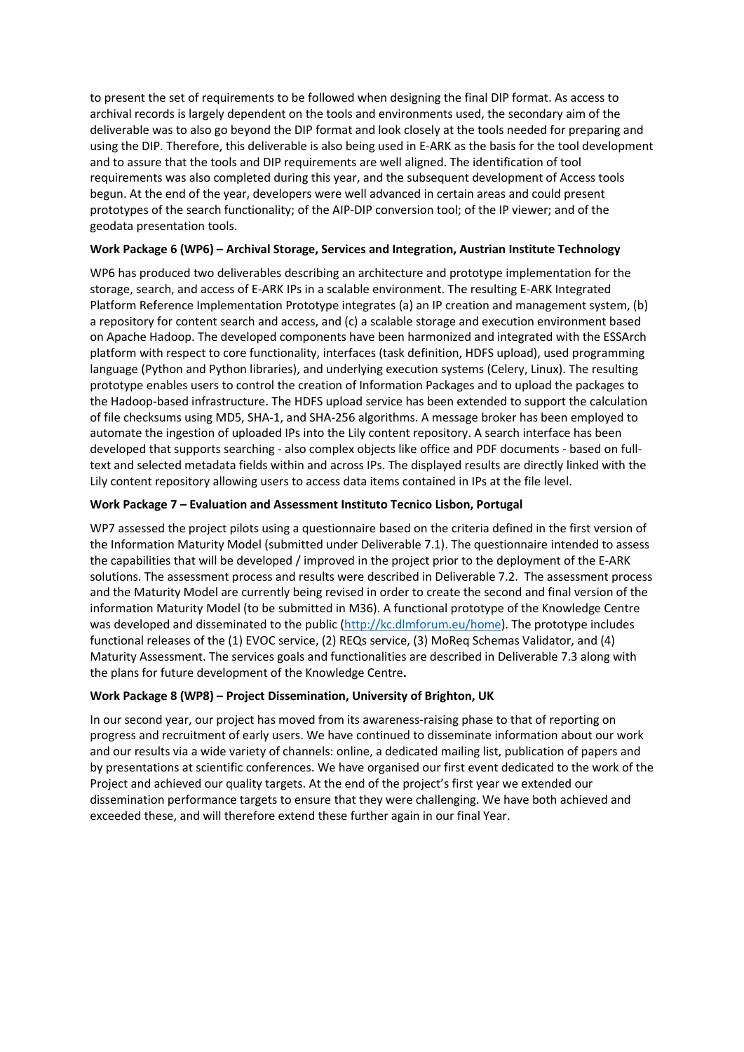to present the set of requirements to be followed when designing the final DIP format. As access to archival records is largely dependent on the tools and environments used, the secondary aim of the deliverable was to also go beyond the DIP format and look closely at the tools needed for preparing and using the DIP. Therefore, this deliverable is also being used in E-ARK as the basis for the tool development and to assure that the tools and DIP requirements are well aligned. The identification of tool requirements was also completed during this year, and the subsequent development of Access tools begun. At the end of the year, developers were well advanced in certain areas and could present prototypes of the search functionality; of the AIP-DIP conversion tool; of the IP viewer; and of the geodata presentation tools.

**Work Package 6 (WP6) – Archival Storage, Services and Integration, Austrian Institute Technology**

WP6 has produced two deliverables describing an architecture and prototype implementation for the storage, search, and access of E-ARK IPs in a scalable environment. The resulting E-ARK Integrated Platform Reference Implementation Prototype integrates (a) an IP creation and management system, (b) a repository for content search and access, and (c) a scalable storage and execution environment based on Apache Hadoop. The developed components have been harmonized and integrated with the ESSArch platform with respect to core functionality, interfaces (task definition, HDFS upload), used programming language (Python and Python libraries), and underlying execution systems (Celery, Linux). The resulting prototype enables users to control the creation of Information Packages and to upload the packages to the Hadoop-based infrastructure. The HDFS upload service has been extended to support the calculation of file checksums using MD5, SHA-1, and SHA-256 algorithms. A message broker has been employed to automate the ingestion of uploaded IPs into the Lily content repository. A search interface has been developed that supports searching - also complex objects like office and PDF documents - based on full-text and selected metadata fields within and across IPs. The displayed results are directly linked with the Lily content repository allowing users to access data items contained in IPs at the file level.

**Work Package 7 – Evaluation and Assessment Instituto Tecnico Lisbon, Portugal**

WP7 assessed the project pilots using a questionnaire based on the criteria defined in the first version of the Information Maturity Model (submitted under Deliverable 7.1). The questionnaire intended to assess the capabilities that will be developed / improved in the project prior to the deployment of the E-ARK solutions. The assessment process and results were described in Deliverable 7.2. The assessment process and the Maturity Model are currently being revised in order to create the second and final version of the information Maturity Model (to be submitted in M36). A functional prototype of the Knowledge Centre was developed and disseminated to the public (http://kc.dlmforum.eu/home). The prototype includes functional releases of the (1) EVOC service, (2) REQs service, (3) MoReq Schemas Validator, and (4) Maturity Assessment. The services goals and functionalities are described in Deliverable 7.3 along with the plans for future development of the Knowledge Centre.

**Work Package 8 (WP8) – Project Dissemination, University of Brighton, UK**

In our second year, our project has moved from its awareness-raising phase to that of reporting on progress and recruitment of early users. We have continued to disseminate information about our work and our results via a wide variety of channels: online, a dedicated mailing list, publication of papers and by presentations at scientific conferences. We have organised our first event dedicated to the work of the Project and achieved our quality targets. At the end of the project's first year we extended our dissemination performance targets to ensure that they were challenging. We have both achieved and exceeded these, and will therefore extend these further again in our final Year.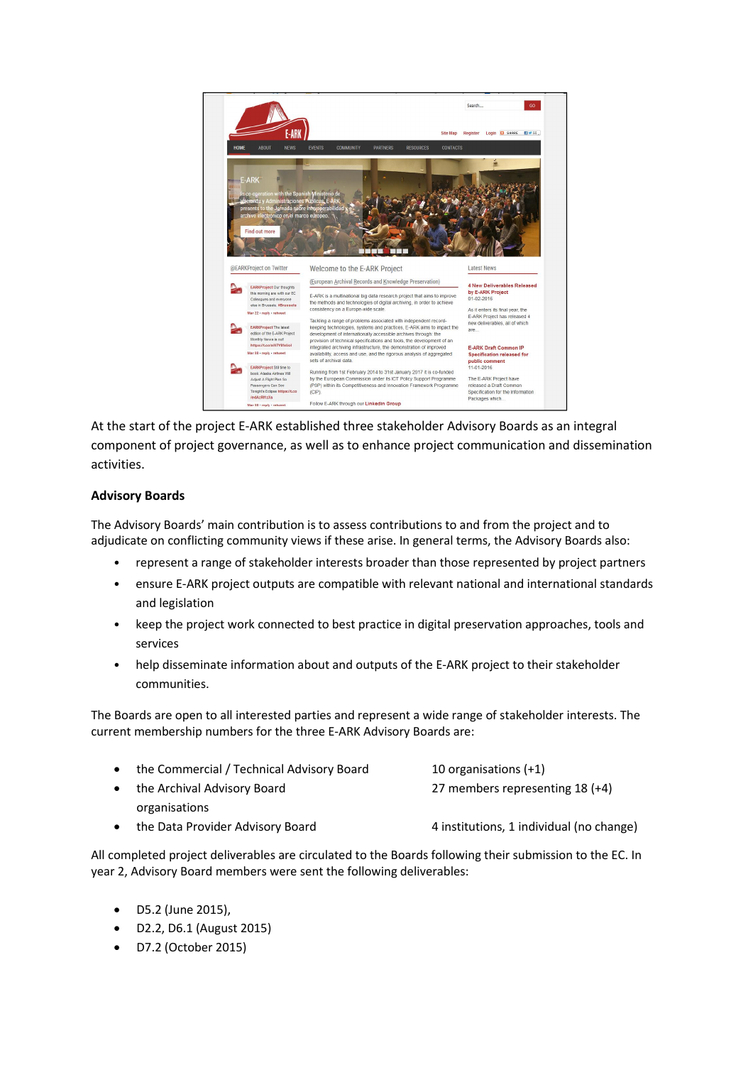At the start of the project E-ARK established three stakeholder Advisory Boards as an integral component of project governance, as well as to enhance project communication and dissemination activities.

**Advisory Boards**

The Advisory Boards' main contribution is to assess contributions to and from the project and to adjudicate on conflicting community views if these arise. In general terms, the Advisory Boards also:

- represent a range of stakeholder interests broader than those represented by project partners
- ensure E-ARK project outputs are compatible with relevant national and international standards and legislation
- keep the project work connected to best practice in digital preservation approaches, tools and services
- help disseminate information about and outputs of the E-ARK project to their stakeholder communities.

The Boards are open to all interested parties and represent a wide range of stakeholder interests. The current membership numbers for the three E-ARK Advisory Boards are:

- the Commercial / Technical Advisory Board — 10 organisations (+1)
- the Archival Advisory Board — 27 members representing 18 (+4) organisations
- the Data Provider Advisory Board — 4 institutions, 1 individual (no change)

All completed project deliverables are circulated to the Boards following their submission to the EC. In year 2, Advisory Board members were sent the following deliverables:

- D5.2 (June 2015),
- D2.2, D6.1 (August 2015)
- D7.2 (October 2015)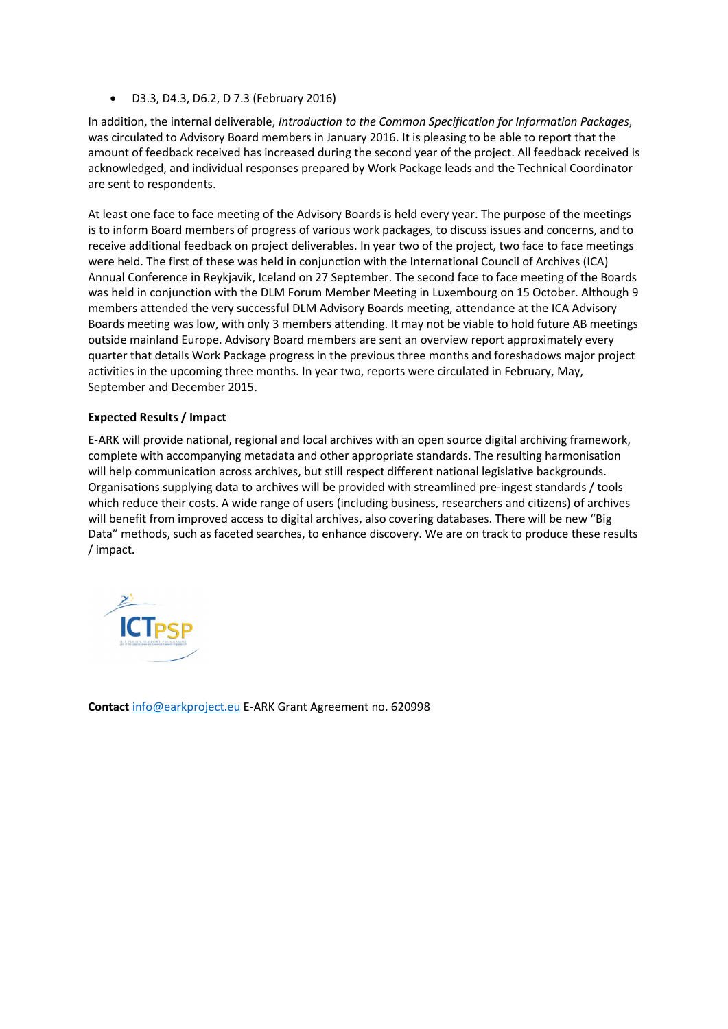- D3.3, D4.3, D6.2, D 7.3 (February 2016)

In addition, the internal deliverable, *Introduction to the Common Specification for Information Packages*, was circulated to Advisory Board members in January 2016. It is pleasing to be able to report that the amount of feedback received has increased during the second year of the project. All feedback received is acknowledged, and individual responses prepared by Work Package leads and the Technical Coordinator are sent to respondents.

At least one face to face meeting of the Advisory Boards is held every year. The purpose of the meetings is to inform Board members of progress of various work packages, to discuss issues and concerns, and to receive additional feedback on project deliverables. In year two of the project, two face to face meetings were held. The first of these was held in conjunction with the International Council of Archives (ICA) Annual Conference in Reykjavik, Iceland on 27 September. The second face to face meeting of the Boards was held in conjunction with the DLM Forum Member Meeting in Luxembourg on 15 October. Although 9 members attended the very successful DLM Advisory Boards meeting, attendance at the ICA Advisory Boards meeting was low, with only 3 members attending. It may not be viable to hold future AB meetings outside mainland Europe. Advisory Board members are sent an overview report approximately every quarter that details Work Package progress in the previous three months and foreshadows major project activities in the upcoming three months. In year two, reports were circulated in February, May, September and December 2015.

**Expected Results / Impact**

E-ARK will provide national, regional and local archives with an open source digital archiving framework, complete with accompanying metadata and other appropriate standards. The resulting harmonisation will help communication across archives, but still respect different national legislative backgrounds. Organisations supplying data to archives will be provided with streamlined pre-ingest standards / tools which reduce their costs. A wide range of users (including business, researchers and citizens) of archives will benefit from improved access to digital archives, also covering databases. There will be new "Big Data" methods, such as faceted searches, to enhance discovery. We are on track to produce these results / impact.

**Contact** info@earkproject.eu E-ARK Grant Agreement no. 620998